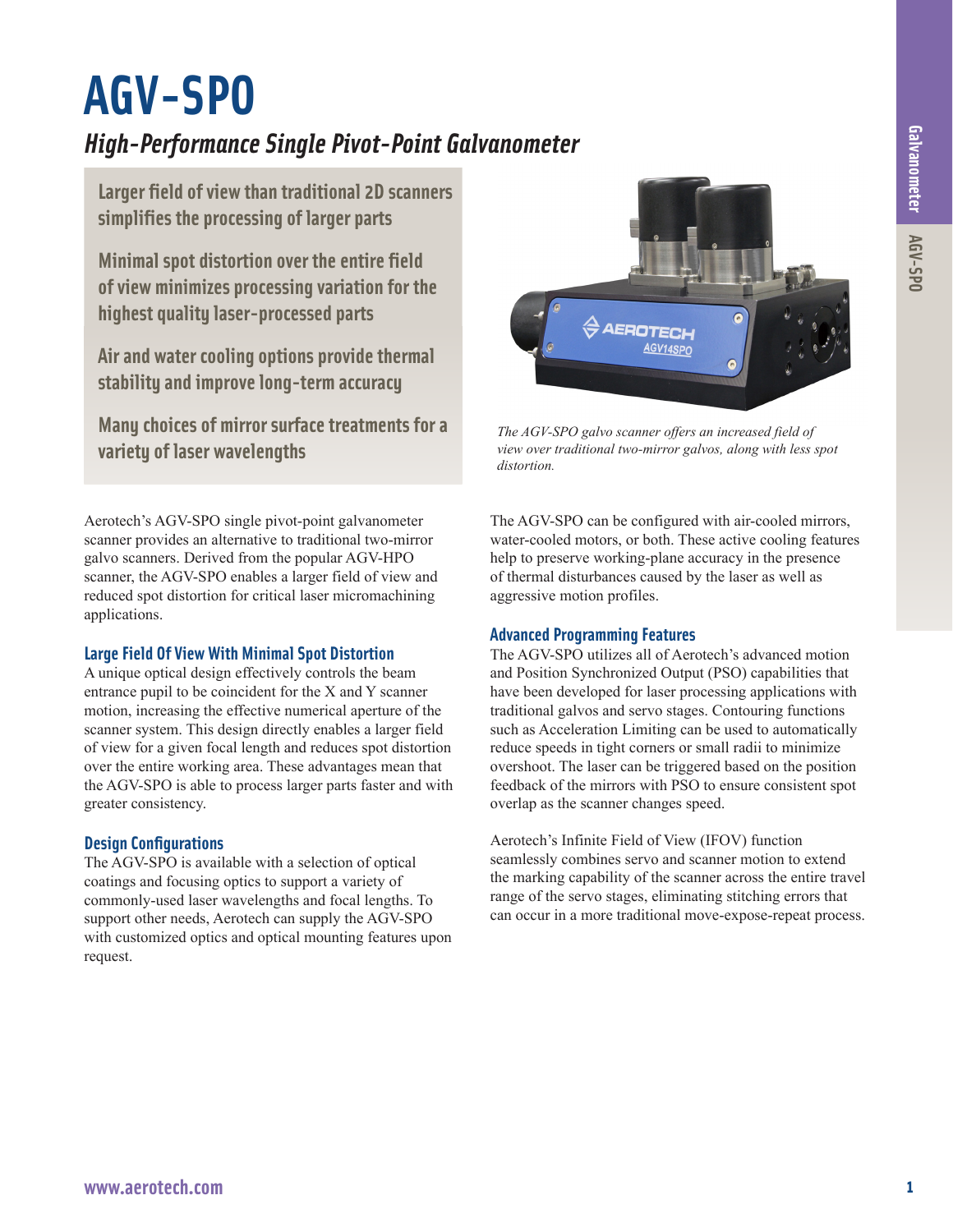# AGV-SPO

## *High-Performance Single Pivot-Point Galvanometer*

**Larger field of view than traditional 2D scanners simplifies the processing of larger parts**

**Minimal spot distortion over the entire field of view minimizes processing variation for the highest quality laser-processed parts**

**Air and water cooling options provide thermal stability and improve long-term accuracy**

**Many choices of mirror surface treatments for a variety of laser wavelengths**

*The AGV-SPO galvo scanner offers an increased field of view over traditional two-mirror galvos, along with less spot distortion.*

Aerotech's AGV-SPO single pivot-point galvanometer scanner provides an alternative to traditional two-mirror galvo scanners. Derived from the popular AGV-HPO scanner, the AGV-SPO enables a larger field of view and reduced spot distortion for critical laser micromachining applications.

### Large Field Of View With Minimal Spot Distortion

A unique optical design effectively controls the beam entrance pupil to be coincident for the X and Y scanner motion, increasing the effective numerical aperture of the scanner system. This design directly enables a larger field of view for a given focal length and reduces spot distortion over the entire working area. These advantages mean that the AGV-SPO is able to process larger parts faster and with greater consistency.

### Design Configurations

The AGV-SPO is available with a selection of optical coatings and focusing optics to support a variety of commonly-used laser wavelengths and focal lengths. To support other needs, Aerotech can supply the AGV-SPO with customized optics and optical mounting features upon request.

The AGV-SPO can be configured with air-cooled mirrors, water-cooled motors, or both. These active cooling features help to preserve working-plane accuracy in the presence of thermal disturbances caused by the laser as well as aggressive motion profiles.

### Advanced Programming Features

The AGV-SPO utilizes all of Aerotech's advanced motion and Position Synchronized Output (PSO) capabilities that have been developed for laser processing applications with traditional galvos and servo stages. Contouring functions such as Acceleration Limiting can be used to automatically reduce speeds in tight corners or small radii to minimize overshoot. The laser can be triggered based on the position feedback of the mirrors with PSO to ensure consistent spot overlap as the scanner changes speed.

Aerotech's Infinite Field of View (IFOV) function seamlessly combines servo and scanner motion to extend the marking capability of the scanner across the entire travel range of the servo stages, eliminating stitching errors that can occur in a more traditional move-expose-repeat process.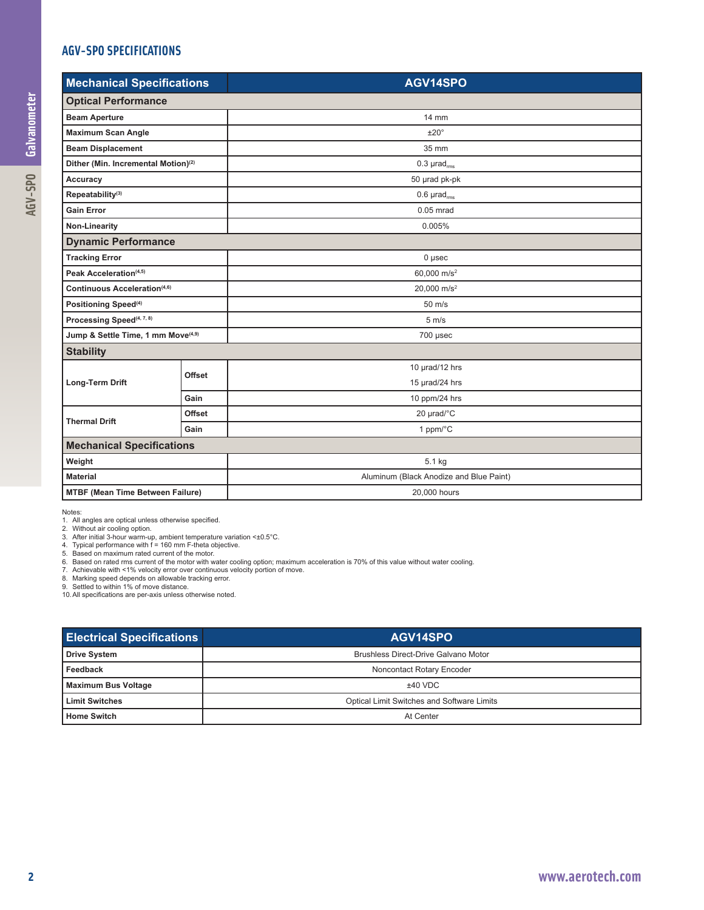## AGV-SPO SPECIFICATIONS

| Mechanical Specifications | | AGV14SPO |
|---|---|---|
| **Optical Performance** | | |
| Beam Aperture | | 14 mm |
| Maximum Scan Angle | | ±20° |
| Beam Displacement | | 35 mm |
| Dither (Min. Incremental Motion)(2) | | 0.3 $\mu rad_{rms}$ |
| Accuracy | | 50 µrad pk-pk |
| Repeatability(3) | | 0.6 $\mu rad_{rms}$ |
| Gain Error | | 0.05 mrad |
| Non-Linearity | | 0.005% |
| **Dynamic Performance** | | |
| Tracking Error | | 0 µsec |
| Peak Acceleration(4,5) | | 60,000 $m/s^2$ |
| Continuous Acceleration(4,6) | | 20,000 $m/s^2$ |
| Positioning Speed(4) | | 50 m/s |
| Processing Speed(4, 7, 8) | | 5 m/s |
| Jump & Settle Time, 1 mm Move(4,9) | | 700 µsec |
| **Stability** | | |
| Long-Term Drift | Offset | 10 µrad/12 hrs<br>15 µrad/24 hrs |
| | Gain | 10 ppm/24 hrs |
| Thermal Drift | Offset | 20 µrad/°C |
| | Gain | 1 ppm/°C |
| **Mechanical Specifications** | | |
| Weight | | 5.1 kg |
| Material | | Aluminum (Black Anodize and Blue Paint) |
| MTBF (Mean Time Between Failure) | | 20,000 hours |

Notes:
1. All angles are optical unless otherwise specified.
2. Without air cooling option.
3. After initial 3-hour warm-up, ambient temperature variation <±0.5°C.
4. Typical performance with f = 160 mm F-theta objective.
5. Based on maximum rated current of the motor.
6. Based on rated rms current of the motor with water cooling option; maximum acceleration is 70% of this value without water cooling.
7. Achievable with <1% velocity error over continuous velocity portion of move.
8. Marking speed depends on allowable tracking error.
9. Settled to within 1% of move distance.
10. All specifications are per-axis unless otherwise noted.

| Electrical Specifications | AGV14SPO |
|---|---|
| Drive System | Brushless Direct-Drive Galvano Motor |
| Feedback | Noncontact Rotary Encoder |
| Maximum Bus Voltage | ±40 VDC |
| Limit Switches | Optical Limit Switches and Software Limits |
| Home Switch | At Center |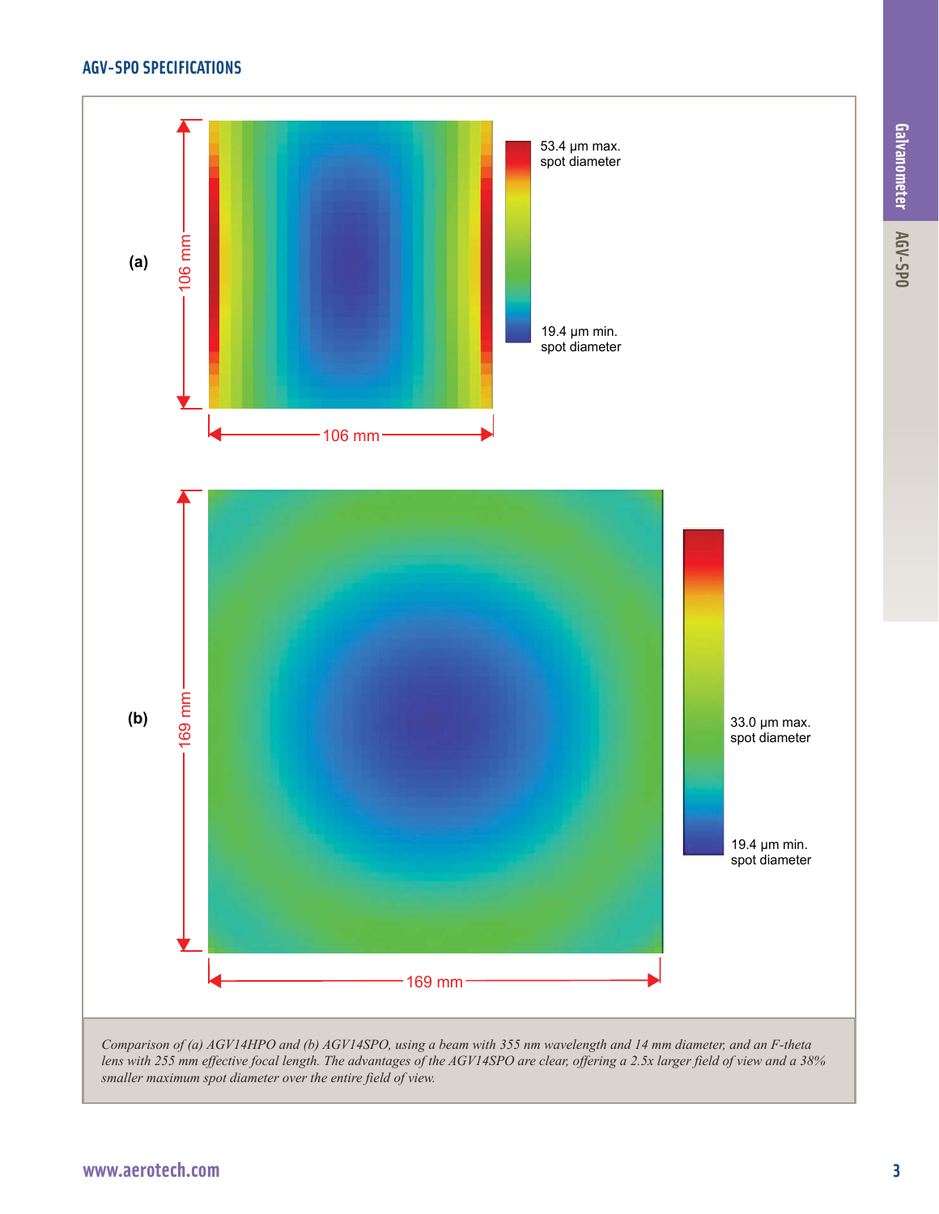## AGV-SPO SPECIFICATIONS

(a)

106 mm

106 mm

53.4 µm max. spot diameter

19.4 µm min. spot diameter

(b)

169 mm

169 mm

33.0 µm max. spot diameter

19.4 µm min. spot diameter

*Comparison of (a) AGV14HPO and (b) AGV14SPO, using a beam with 355 nm wavelength and 14 mm diameter, and an F-theta lens with 255 mm effective focal length. The advantages of the AGV14SPO are clear, offering a 2.5x larger field of view and a 38% smaller maximum spot diameter over the entire field of view.*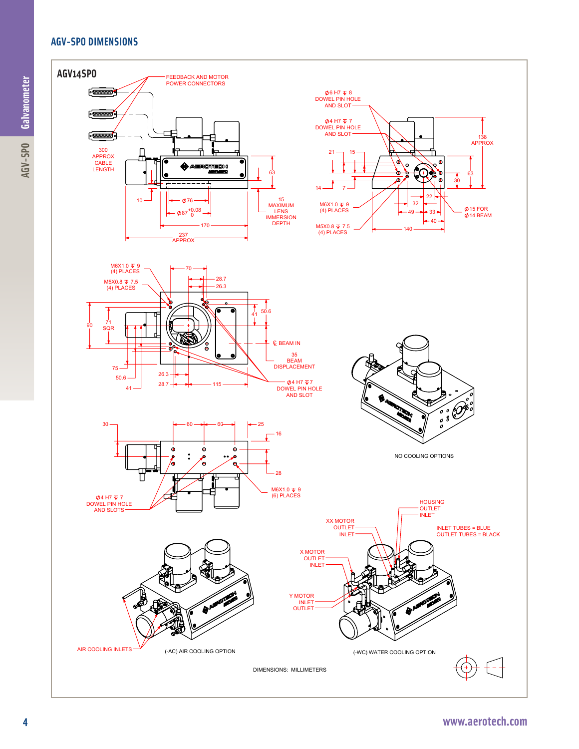## AGV-SPO DIMENSIONS

### AGV14SPO

FEEDBACK AND MOTOR POWER CONNECTORS

300 APPROX CABLE LENGTH

10

Ø76

Ø87 $^{+0.08}_{0}$

170

237 APPROX

63

15 MAXIMUM LENS IMMERSION DEPTH

Ø6 H7 ↧ 8 DOWEL PIN HOLE AND SLOT

Ø4 H7 ↧ 7 DOWEL PIN HOLE AND SLOT

21 15

14 7

138 APPROX

63

30

M6X1.0 ↧ 9 (4) PLACES

M5X0.8 ↧ 7.5 (4) PLACES

22 32 49 33 40 140

Ø15 FOR Ø14 BEAM

M6X1.0 ↧ 9 (4) PLACES

M5X0.8 ↧ 7.5 (4) PLACES

70 28.7 26.3

90 71 SQR

41 50.6

℄ BEAM IN

35 BEAM DISPLACEMENT

75 50.6 41

26.3 28.7 115

Ø4 H7 ↧7 DOWEL PIN HOLE AND SLOT

NO COOLING OPTIONS

30 60 60 25

16

28

M6X1.0 ↧ 9 (6) PLACES

Ø4 H7 ↧ 7 DOWEL PIN HOLE AND SLOTS

HOUSING OUTLET INLET

XX MOTOR OUTLET INLET

INLET TUBES = BLUE
OUTLET TUBES = BLACK

X MOTOR OUTLET INLET

Y MOTOR INLET OUTLET

AIR COOLING INLETS

(-AC) AIR COOLING OPTION

(-WC) WATER COOLING OPTION

DIMENSIONS: MILLIMETERS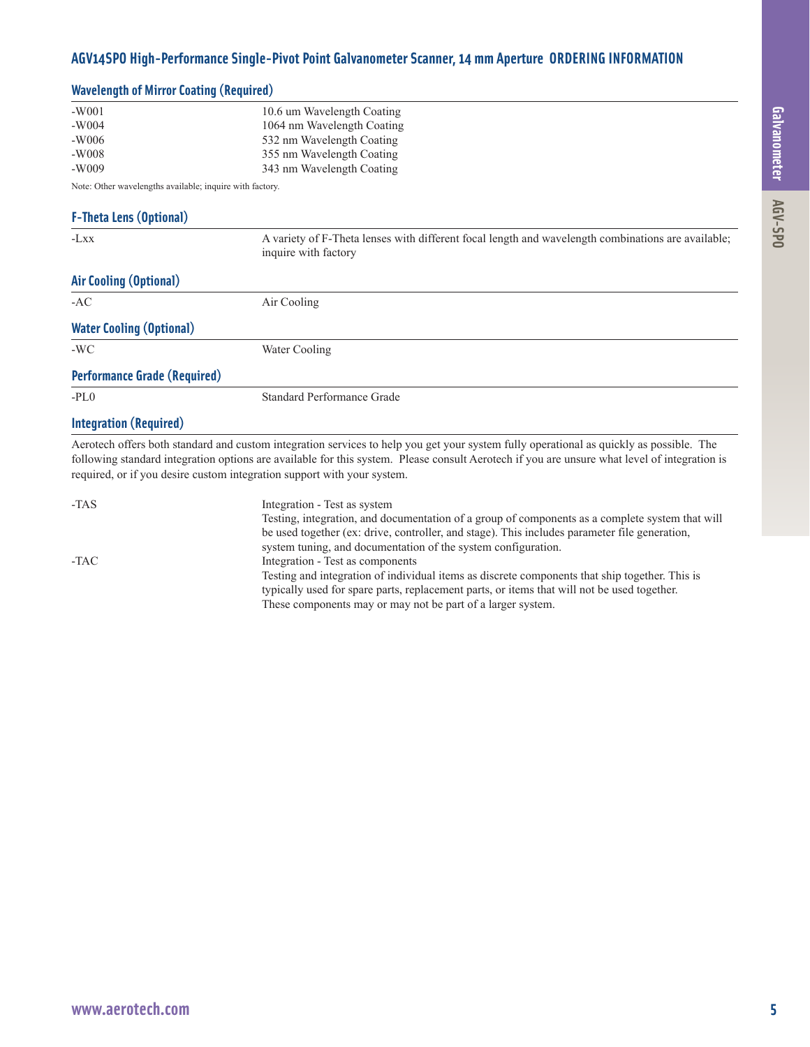## AGV14SPO High-Performance Single-Pivot Point Galvanometer Scanner, 14 mm Aperture ORDERING INFORMATION

### Wavelength of Mirror Coating (Required)

| | |
|---|---|
| -W001 | 10.6 um Wavelength Coating |
| -W004 | 1064 nm Wavelength Coating |
| -W006 | 532 nm Wavelength Coating |
| -W008 | 355 nm Wavelength Coating |
| -W009 | 343 nm Wavelength Coating |

Note: Other wavelengths available; inquire with factory.

### F-Theta Lens (Optional)

| | |
|---|---|
| -Lxx | A variety of F-Theta lenses with different focal length and wavelength combinations are available; inquire with factory |

### Air Cooling (Optional)

| | |
|---|---|
| -AC | Air Cooling |

### Water Cooling (Optional)

| | |
|---|---|
| -WC | Water Cooling |

### Performance Grade (Required)

| | |
|---|---|
| -PL0 | Standard Performance Grade |

### Integration (Required)

Aerotech offers both standard and custom integration services to help you get your system fully operational as quickly as possible. The following standard integration options are available for this system. Please consult Aerotech if you are unsure what level of integration is required, or if you desire custom integration support with your system.

| | |
|---|---|
| -TAS | Integration - Test as system<br>Testing, integration, and documentation of a group of components as a complete system that will be used together (ex: drive, controller, and stage). This includes parameter file generation, system tuning, and documentation of the system configuration. |
| -TAC | Integration - Test as components<br>Testing and integration of individual items as discrete components that ship together. This is typically used for spare parts, replacement parts, or items that will not be used together. These components may or may not be part of a larger system. |